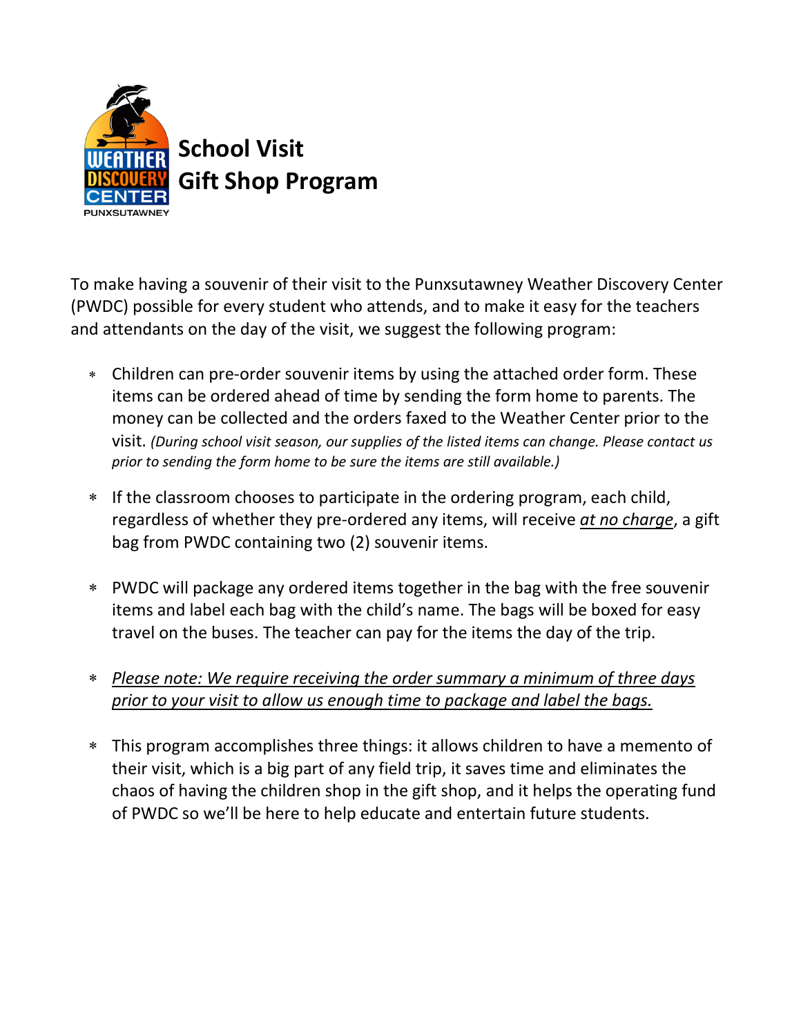# School Visit Gift Shop Program

To make having a souvenir of their visit to the Punxsutawney Weather Discovery Center (PWDC) possible for every student who attends, and to make it easy for the teachers and attendants on the day of the visit, we suggest the following program:

* Children can pre-order souvenir items by using the attached order form. These items can be ordered ahead of time by sending the form home to parents. The money can be collected and the orders faxed to the Weather Center prior to the visit. *(During school visit season, our supplies of the listed items can change. Please contact us prior to sending the form home to be sure the items are still available.)*

* If the classroom chooses to participate in the ordering program, each child, regardless of whether they pre-ordered any items, will receive ***at no charge***, a gift bag from PWDC containing two (2) souvenir items.

* PWDC will package any ordered items together in the bag with the free souvenir items and label each bag with the child's name. The bags will be boxed for easy travel on the buses. The teacher can pay for the items the day of the trip.

* *Please note: We require receiving the order summary a minimum of three days prior to your visit to allow us enough time to package and label the bags.*

* This program accomplishes three things: it allows children to have a memento of their visit, which is a big part of any field trip, it saves time and eliminates the chaos of having the children shop in the gift shop, and it helps the operating fund of PWDC so we'll be here to help educate and entertain future students.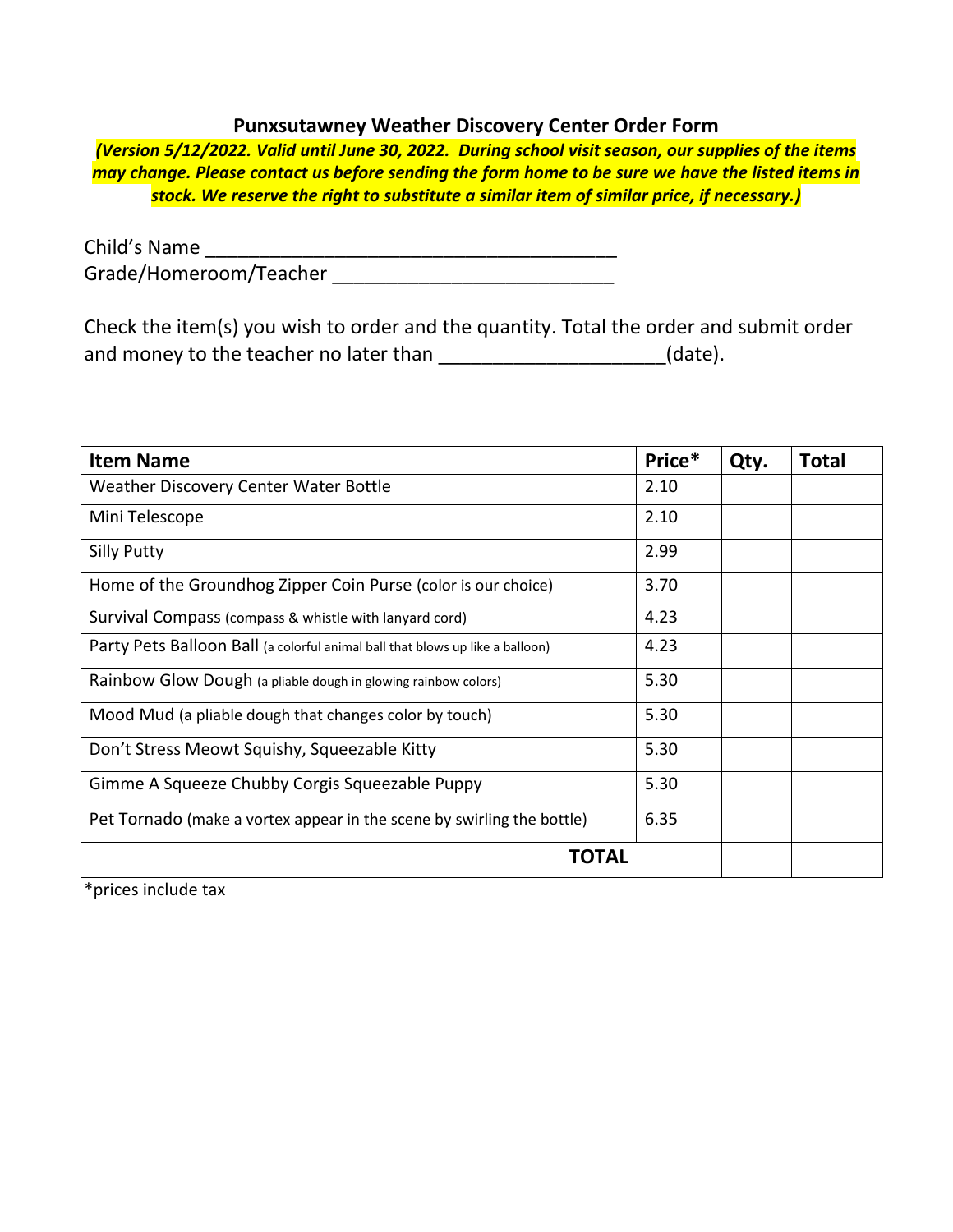**Punxsutawney Weather Discovery Center Order Form**

***(Version 5/12/2022. Valid until June 30, 2022. During school visit season, our supplies of the items may change. Please contact us before sending the form home to be sure we have the listed items in stock. We reserve the right to substitute a similar item of similar price, if necessary.)***

Child's Name ______________________________________

Grade/Homeroom/Teacher __________________________

Check the item(s) you wish to order and the quantity. Total the order and submit order and money to the teacher no later than ____________________(date).

| **Item Name** | **Price*** | **Qty.** | **Total** |
|---|---|---|---|
| Weather Discovery Center Water Bottle | 2.10 | | |
| Mini Telescope | 2.10 | | |
| Silly Putty | 2.99 | | |
| Home of the Groundhog Zipper Coin Purse (color is our choice) | 3.70 | | |
| Survival Compass (compass & whistle with lanyard cord) | 4.23 | | |
| Party Pets Balloon Ball (a colorful animal ball that blows up like a balloon) | 4.23 | | |
| Rainbow Glow Dough (a pliable dough in glowing rainbow colors) | 5.30 | | |
| Mood Mud (a pliable dough that changes color by touch) | 5.30 | | |
| Don't Stress Meowt Squishy, Squeezable Kitty | 5.30 | | |
| Gimme A Squeeze Chubby Corgis Squeezable Puppy | 5.30 | | |
| Pet Tornado (make a vortex appear in the scene by swirling the bottle) | 6.35 | | |
| **TOTAL** | | | |

*prices include tax